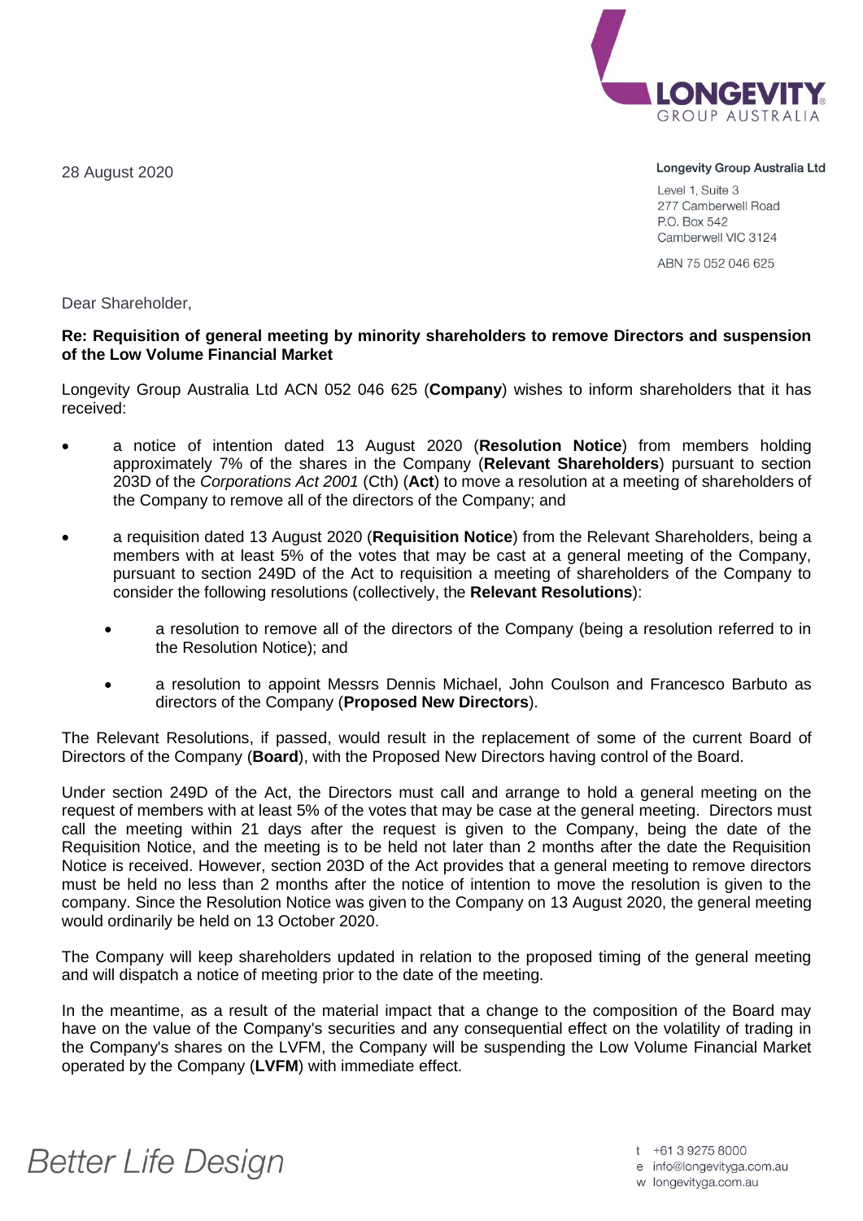LONGEVITY GROUP AUSTRALIA

28 August 2020

**Longevity Group Australia Ltd**
Level 1, Suite 3
277 Camberwell Road
P.O. Box 542
Camberwell VIC 3124

ABN 75 052 046 625

Dear Shareholder,

**Re: Requisition of general meeting by minority shareholders to remove Directors and suspension of the Low Volume Financial Market**

Longevity Group Australia Ltd ACN 052 046 625 (**Company**) wishes to inform shareholders that it has received:

- a notice of intention dated 13 August 2020 (**Resolution Notice**) from members holding approximately 7% of the shares in the Company (**Relevant Shareholders**) pursuant to section 203D of the *Corporations Act 2001* (Cth) (**Act**) to move a resolution at a meeting of shareholders of the Company to remove all of the directors of the Company; and
- a requisition dated 13 August 2020 (**Requisition Notice**) from the Relevant Shareholders, being a members with at least 5% of the votes that may be cast at a general meeting of the Company, pursuant to section 249D of the Act to requisition a meeting of shareholders of the Company to consider the following resolutions (collectively, the **Relevant Resolutions**):
  - a resolution to remove all of the directors of the Company (being a resolution referred to in the Resolution Notice); and
  - a resolution to appoint Messrs Dennis Michael, John Coulson and Francesco Barbuto as directors of the Company (**Proposed New Directors**).

The Relevant Resolutions, if passed, would result in the replacement of some of the current Board of Directors of the Company (**Board**), with the Proposed New Directors having control of the Board.

Under section 249D of the Act, the Directors must call and arrange to hold a general meeting on the request of members with at least 5% of the votes that may be case at the general meeting. Directors must call the meeting within 21 days after the request is given to the Company, being the date of the Requisition Notice, and the meeting is to be held not later than 2 months after the date the Requisition Notice is received. However, section 203D of the Act provides that a general meeting to remove directors must be held no less than 2 months after the notice of intention to move the resolution is given to the company. Since the Resolution Notice was given to the Company on 13 August 2020, the general meeting would ordinarily be held on 13 October 2020.

The Company will keep shareholders updated in relation to the proposed timing of the general meeting and will dispatch a notice of meeting prior to the date of the meeting.

In the meantime, as a result of the material impact that a change to the composition of the Board may have on the value of the Company's securities and any consequential effect on the volatility of trading in the Company's shares on the LVFM, the Company will be suspending the Low Volume Financial Market operated by the Company (**LVFM**) with immediate effect.

Better Life Design

t +61 3 9275 8000
e info@longevityga.com.au
w longevityga.com.au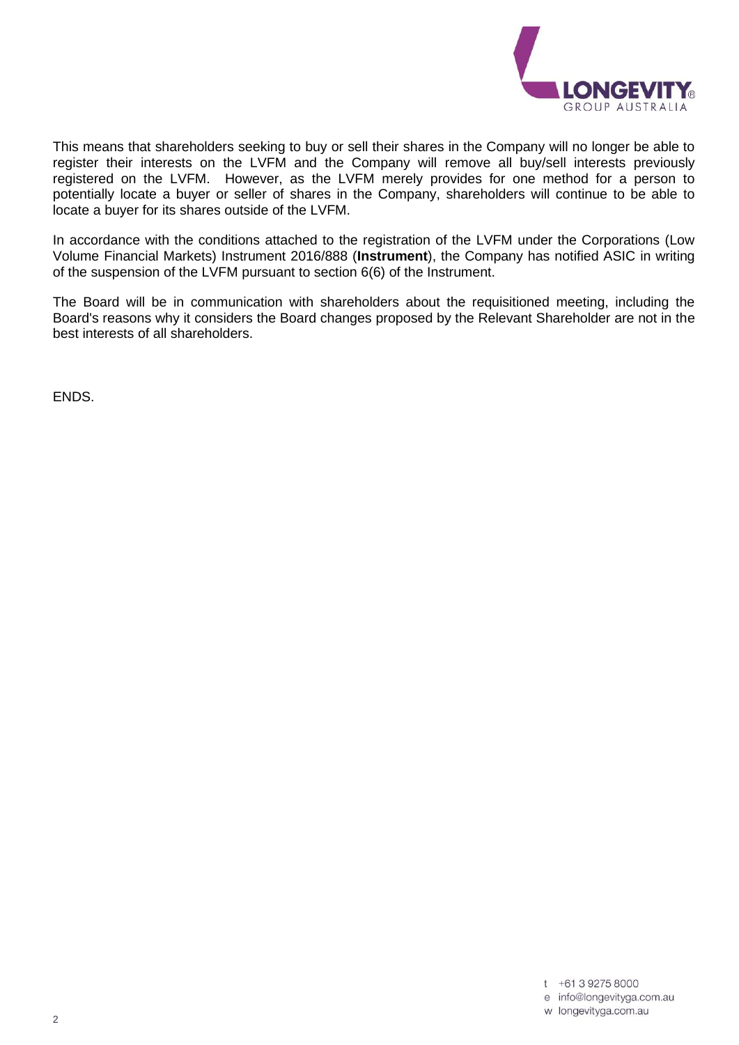This means that shareholders seeking to buy or sell their shares in the Company will no longer be able to register their interests on the LVFM and the Company will remove all buy/sell interests previously registered on the LVFM. However, as the LVFM merely provides for one method for a person to potentially locate a buyer or seller of shares in the Company, shareholders will continue to be able to locate a buyer for its shares outside of the LVFM.

In accordance with the conditions attached to the registration of the LVFM under the Corporations (Low Volume Financial Markets) Instrument 2016/888 (**Instrument**), the Company has notified ASIC in writing of the suspension of the LVFM pursuant to section 6(6) of the Instrument.

The Board will be in communication with shareholders about the requisitioned meeting, including the Board's reasons why it considers the Board changes proposed by the Relevant Shareholder are not in the best interests of all shareholders.

ENDS.